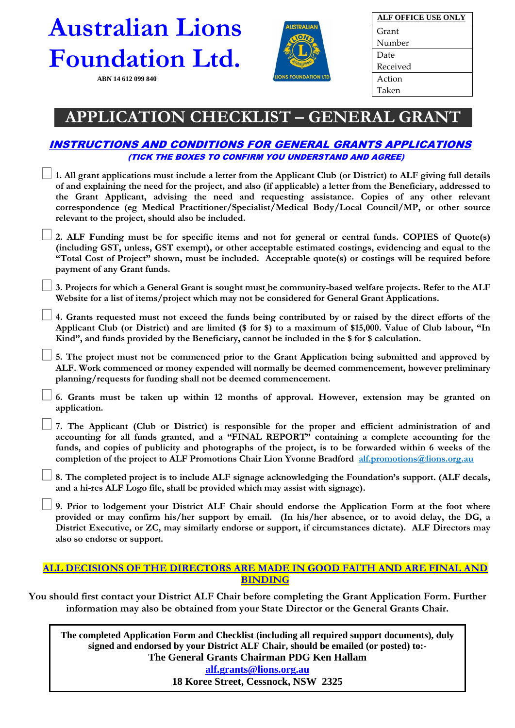# Australian Lions Foundation Ltd.

ABN 14 612 099 840

| ALF OFFICE USE ONLY |
|---|
| Grant Number |
| Date Received |
| Action Taken |

# APPLICATION CHECKLIST – GENERAL GRANT

## *INSTRUCTIONS AND CONDITIONS FOR GENERAL GRANTS APPLICATIONS*

***(TICK THE BOXES TO CONFIRM YOU UNDERSTAND AND AGREE)***

☐ **1. All grant applications must include a letter from the Applicant Club (or District) to ALF giving full details of and explaining the need for the project, and also (if applicable) a letter from the Beneficiary, addressed to the Grant Applicant, advising the need and requesting assistance. Copies of any other relevant correspondence (eg Medical Practitioner/Specialist/Medical Body/Local Council/MP, or other source relevant to the project, should also be included.**

☐ **2. ALF Funding must be for specific items and not for general or central funds. COPIES of Quote(s) (including GST, unless, GST exempt), or other acceptable estimated costings, evidencing and equal to the "Total Cost of Project" shown, must be included. Acceptable quote(s) or costings will be required before payment of any Grant funds.**

☐ **3. Projects for which a General Grant is sought must be community-based welfare projects. Refer to the ALF Website for a list of items/project which may not be considered for General Grant Applications.**

☐ **4. Grants requested must not exceed the funds being contributed by or raised by the direct efforts of the Applicant Club (or District) and are limited ($ for $) to a maximum of $15,000. Value of Club labour, "In Kind", and funds provided by the Beneficiary, cannot be included in the $ for $ calculation.**

☐ **5. The project must not be commenced prior to the Grant Application being submitted and approved by ALF. Work commenced or money expended will normally be deemed commencement, however preliminary planning/requests for funding shall not be deemed commencement.**

☐ **6. Grants must be taken up within 12 months of approval. However, extension may be granted on application.**

☐ **7. The Applicant (Club or District) is responsible for the proper and efficient administration of and accounting for all funds granted, and a "FINAL REPORT" containing a complete accounting for the funds, and copies of publicity and photographs of the project, is to be forwarded within 6 weeks of the completion of the project to ALF Promotions Chair Lion Yvonne Bradford alf.promotions@lions.org.au**

☐ **8. The completed project is to include ALF signage acknowledging the Foundation's support. (ALF decals, and a hi-res ALF Logo file, shall be provided which may assist with signage).**

☐ **9. Prior to lodgement your District ALF Chair should endorse the Application Form at the foot where provided or may confirm his/her support by email. (In his/her absence, or to avoid delay, the DG, a District Executive, or ZC, may similarly endorse or support, if circumstances dictate). ALF Directors may also so endorse or support.**

**ALL DECISIONS OF THE DIRECTORS ARE MADE IN GOOD FAITH AND ARE FINAL AND BINDING**

**You should first contact your District ALF Chair before completing the Grant Application Form. Further information may also be obtained from your State Director or the General Grants Chair.**

**The completed Application Form and Checklist (including all required support documents), duly signed and endorsed by your District ALF Chair, should be emailed (or posted) to:-**
**The General Grants Chairman PDG Ken Hallam**
**alf.grants@lions.org.au**
**18 Koree Street, Cessnock, NSW 2325**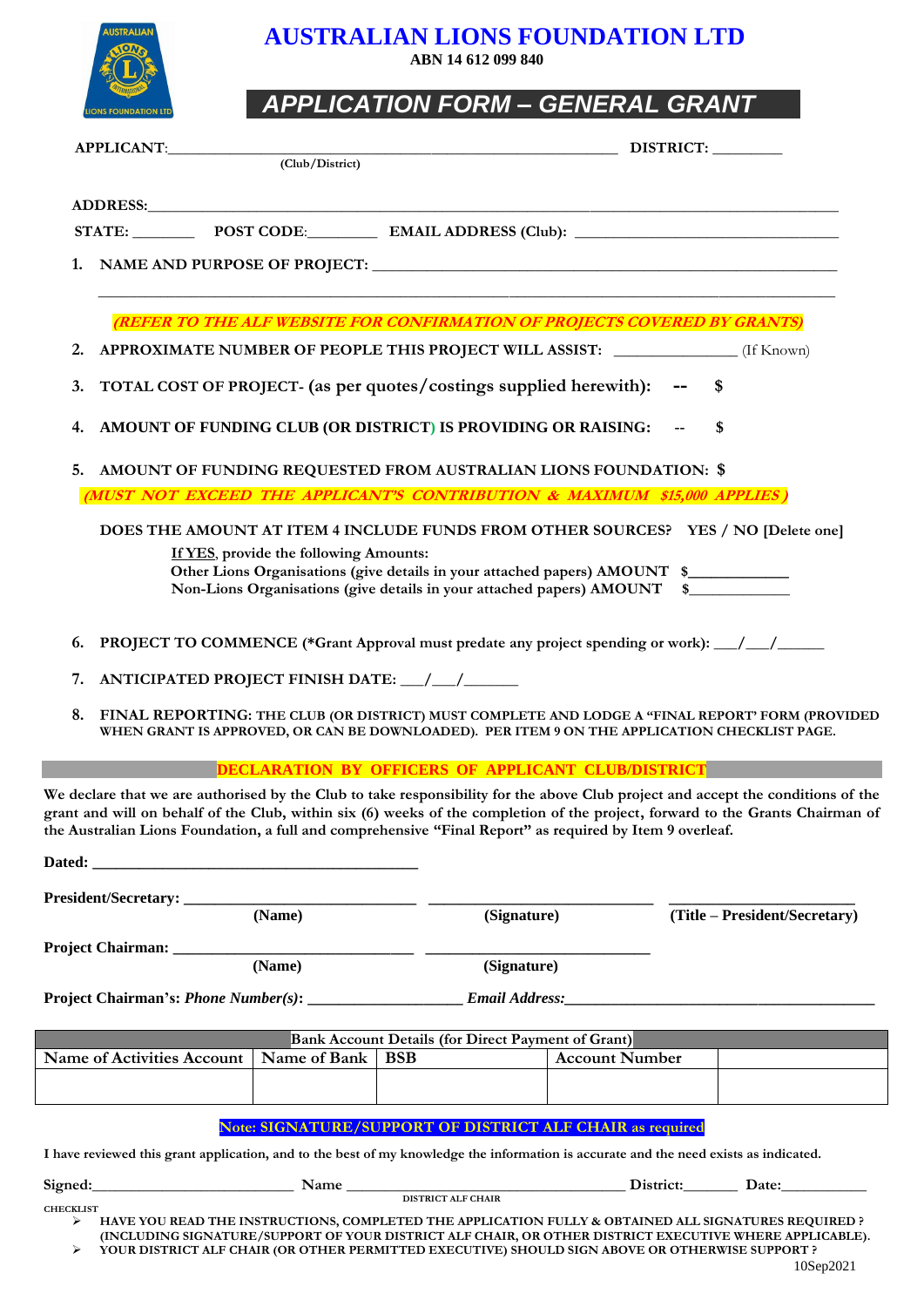# AUSTRALIAN LIONS FOUNDATION LTD

**ABN 14 612 099 840**

## APPLICATION FORM – GENERAL GRANT

**APPLICANT:**\_\_\_\_\_\_\_\_\_\_\_\_\_\_\_\_\_\_\_\_\_\_\_\_\_\_\_\_\_\_\_\_\_\_\_\_\_\_\_\_\_\_\_\_ **DISTRICT:** \_\_\_\_\_\_\_\_\_
(Club/District)

**ADDRESS:**\_\_\_\_\_\_\_\_\_\_\_\_\_\_\_\_\_\_\_\_\_\_\_\_\_\_\_\_\_\_\_\_\_\_\_\_\_\_\_\_\_\_\_\_\_\_\_\_\_\_\_\_\_\_\_\_\_\_\_\_\_\_

**STATE:** \_\_\_\_\_\_\_\_ **POST CODE:**\_\_\_\_\_\_\_\_\_ **EMAIL ADDRESS (Club):** \_\_\_\_\_\_\_\_\_\_\_\_\_\_\_\_\_\_\_\_\_\_\_\_\_\_\_\_\_\_\_\_\_

1. **NAME AND PURPOSE OF PROJECT:** \_\_\_\_\_\_\_\_\_\_\_\_\_\_\_\_\_\_\_\_\_\_\_\_\_\_\_\_\_\_\_\_\_\_\_\_\_\_\_\_\_\_\_\_\_\_\_\_\_\_\_\_\_\_\_\_\_\_\_\_
   \_\_\_\_\_\_\_\_\_\_\_\_\_\_\_\_\_\_\_\_\_\_\_\_\_\_\_\_\_\_\_\_\_\_\_\_\_\_\_\_\_\_\_\_\_\_\_\_\_\_\_\_\_\_\_\_\_\_\_\_\_\_\_\_\_\_\_\_\_\_\_\_\_\_\_\_

   ***(REFER TO THE ALF WEBSITE FOR CONFIRMATION OF PROJECTS COVERED BY GRANTS)***

2. **APPROXIMATE NUMBER OF PEOPLE THIS PROJECT WILL ASSIST:** \_\_\_\_\_\_\_\_\_\_\_\_\_\_\_ (If Known)

3. **TOTAL COST OF PROJECT- (as per quotes/costings supplied herewith): -- $**

4. **AMOUNT OF FUNDING CLUB (OR DISTRICT) IS PROVIDING OR RAISING: -- $**

5. **AMOUNT OF FUNDING REQUESTED FROM AUSTRALIAN LIONS FOUNDATION: $**
   ***(MUST NOT EXCEED THE APPLICANT'S CONTRIBUTION & MAXIMUM $15,000 APPLIES)***

   **DOES THE AMOUNT AT ITEM 4 INCLUDE FUNDS FROM OTHER SOURCES? YES / NO [Delete one]**

   **If YES, provide the following Amounts:**
   **Other Lions Organisations (give details in your attached papers) AMOUNT $\_\_\_\_\_\_\_\_\_\_\_\_**
   **Non-Lions Organisations (give details in your attached papers) AMOUNT $\_\_\_\_\_\_\_\_\_\_\_\_\_**

6. **PROJECT TO COMMENCE (\*Grant Approval must predate any project spending or work):** \_\_\_/\_\_\_/\_\_\_\_\_\_

7. **ANTICIPATED PROJECT FINISH DATE:** \_\_\_/\_\_\_/\_\_\_\_\_\_\_

8. **FINAL REPORTING: THE CLUB (OR DISTRICT) MUST COMPLETE AND LODGE A "FINAL REPORT' FORM (PROVIDED WHEN GRANT IS APPROVED, OR CAN BE DOWNLOADED). PER ITEM 9 ON THE APPLICATION CHECKLIST PAGE.**

### DECLARATION BY OFFICERS OF APPLICANT CLUB/DISTRICT

**We declare that we are authorised by the Club to take responsibility for the above Club project and accept the conditions of the grant and will on behalf of the Club, within six (6) weeks of the completion of the project, forward to the Grants Chairman of the Australian Lions Foundation, a full and comprehensive "Final Report" as required by Item 9 overleaf.**

**Dated:** \_\_\_\_\_\_\_\_\_\_\_\_\_\_\_\_\_\_\_\_\_\_\_\_\_\_\_\_\_\_\_\_\_\_\_\_\_\_\_\_\_\_

**President/Secretary:** \_\_\_\_\_\_\_\_\_\_\_\_\_\_\_\_\_\_\_\_\_\_\_\_\_\_\_\_\_\_ \_\_\_\_\_\_\_\_\_\_\_\_\_\_\_\_\_\_\_\_\_\_\_\_\_\_\_\_\_ \_\_\_\_\_\_\_\_\_\_\_\_\_\_\_\_\_\_\_\_\_\_\_\_\_
**(Name) (Signature) (Title – President/Secretary)**

**Project Chairman:** \_\_\_\_\_\_\_\_\_\_\_\_\_\_\_\_\_\_\_\_\_\_\_\_\_\_\_\_\_\_\_ \_\_\_\_\_\_\_\_\_\_\_\_\_\_\_\_\_\_\_\_\_\_\_\_\_\_\_\_\_
**(Name) (Signature)**

**Project Chairman's: *Phone Number(s)*:** \_\_\_\_\_\_\_\_\_\_\_\_\_\_\_\_\_\_\_\_ ***Email Address:***\_\_\_\_\_\_\_\_\_\_\_\_\_\_\_\_\_\_\_\_\_\_\_\_\_\_\_\_\_\_\_\_\_\_\_\_\_\_\_\_\_\_

| Bank Account Details (for Direct Payment of Grant) | | | | |
|---|---|---|---|---|
| Name of Activities Account | Name of Bank | BSB | Account Number | |
| | | | | |

**Note: SIGNATURE/SUPPORT OF DISTRICT ALF CHAIR as required**

**I have reviewed this grant application, and to the best of my knowledge the information is accurate and the need exists as indicated.**

**Signed:**\_\_\_\_\_\_\_\_\_\_\_\_\_\_\_\_\_\_\_\_\_\_\_\_\_\_ **Name** \_\_\_\_\_\_\_\_\_\_\_\_\_\_\_\_\_\_\_\_\_\_\_\_\_\_\_\_\_\_\_\_\_\_\_\_ **District:**\_\_\_\_\_\_\_ **Date:**\_\_\_\_\_\_\_\_\_\_\_
DISTRICT ALF CHAIR

**CHECKLIST**

- **HAVE YOU READ THE INSTRUCTIONS, COMPLETED THE APPLICATION FULLY & OBTAINED ALL SIGNATURES REQUIRED ? (INCLUDING SIGNATURE/SUPPORT OF YOUR DISTRICT ALF CHAIR, OR OTHER DISTRICT EXECUTIVE WHERE APPLICABLE).**
- **YOUR DISTRICT ALF CHAIR (OR OTHER PERMITTED EXECUTIVE) SHOULD SIGN ABOVE OR OTHERWISE SUPPORT ?**

10Sep2021